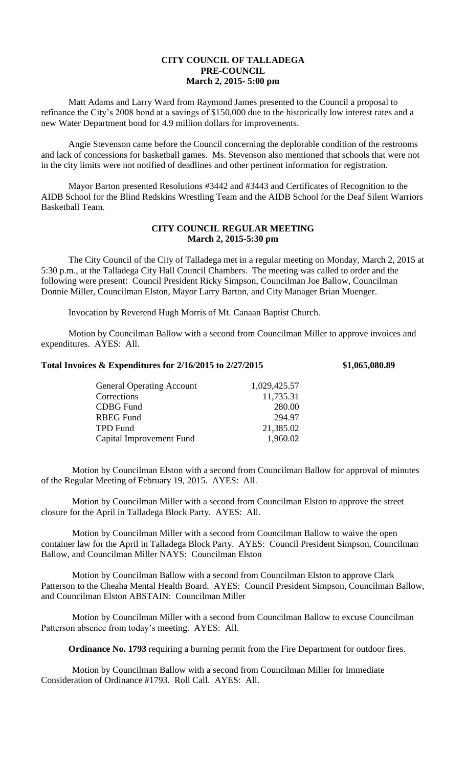**CITY COUNCIL OF TALLADEGA**
**PRE-COUNCIL**
**March 2, 2015- 5:00 pm**

Matt Adams and Larry Ward from Raymond James presented to the Council a proposal to refinance the City's 2008 bond at a savings of $150,000 due to the historically low interest rates and a new Water Department bond for 4.9 million dollars for improvements.

Angie Stevenson came before the Council concerning the deplorable condition of the restrooms and lack of concessions for basketball games. Ms. Stevenson also mentioned that schools that were not in the city limits were not notified of deadlines and other pertinent information for registration.

Mayor Barton presented Resolutions #3442 and #3443 and Certificates of Recognition to the AIDB School for the Blind Redskins Wrestling Team and the AIDB School for the Deaf Silent Warriors Basketball Team.

**CITY COUNCIL REGULAR MEETING**
**March 2, 2015-5:30 pm**

The City Council of the City of Talladega met in a regular meeting on Monday, March 2, 2015 at 5:30 p.m., at the Talladega City Hall Council Chambers. The meeting was called to order and the following were present: Council President Ricky Simpson, Councilman Joe Ballow, Councilman Donnie Miller, Councilman Elston, Mayor Larry Barton, and City Manager Brian Muenger.

Invocation by Reverend Hugh Morris of Mt. Canaan Baptist Church.

Motion by Councilman Ballow with a second from Councilman Miller to approve invoices and expenditures. AYES: All.

**Total Invoices & Expenditures for 2/16/2015 to 2/27/2015 $1,065,080.89**

| | |
|---|---|
| General Operating Account | 1,029,425.57 |
| Corrections | 11,735.31 |
| CDBG Fund | 280.00 |
| RBEG Fund | 294.97 |
| TPD Fund | 21,385.02 |
| Capital Improvement Fund | 1,960.02 |

Motion by Councilman Elston with a second from Councilman Ballow for approval of minutes of the Regular Meeting of February 19, 2015. AYES: All.

Motion by Councilman Miller with a second from Councilman Elston to approve the street closure for the April in Talladega Block Party. AYES: All.

Motion by Councilman Miller with a second from Councilman Ballow to waive the open container law for the April in Talladega Block Party. AYES: Council President Simpson, Councilman Ballow, and Councilman Miller NAYS: Councilman Elston

Motion by Councilman Ballow with a second from Councilman Elston to approve Clark Patterson to the Cheaha Mental Health Board. AYES: Council President Simpson, Councilman Ballow, and Councilman Elston ABSTAIN: Councilman Miller

Motion by Councilman Miller with a second from Councilman Ballow to excuse Councilman Patterson absence from today's meeting. AYES: All.

**Ordinance No. 1793** requiring a burning permit from the Fire Department for outdoor fires.

Motion by Councilman Ballow with a second from Councilman Miller for Immediate Consideration of Ordinance #1793. Roll Call. AYES: All.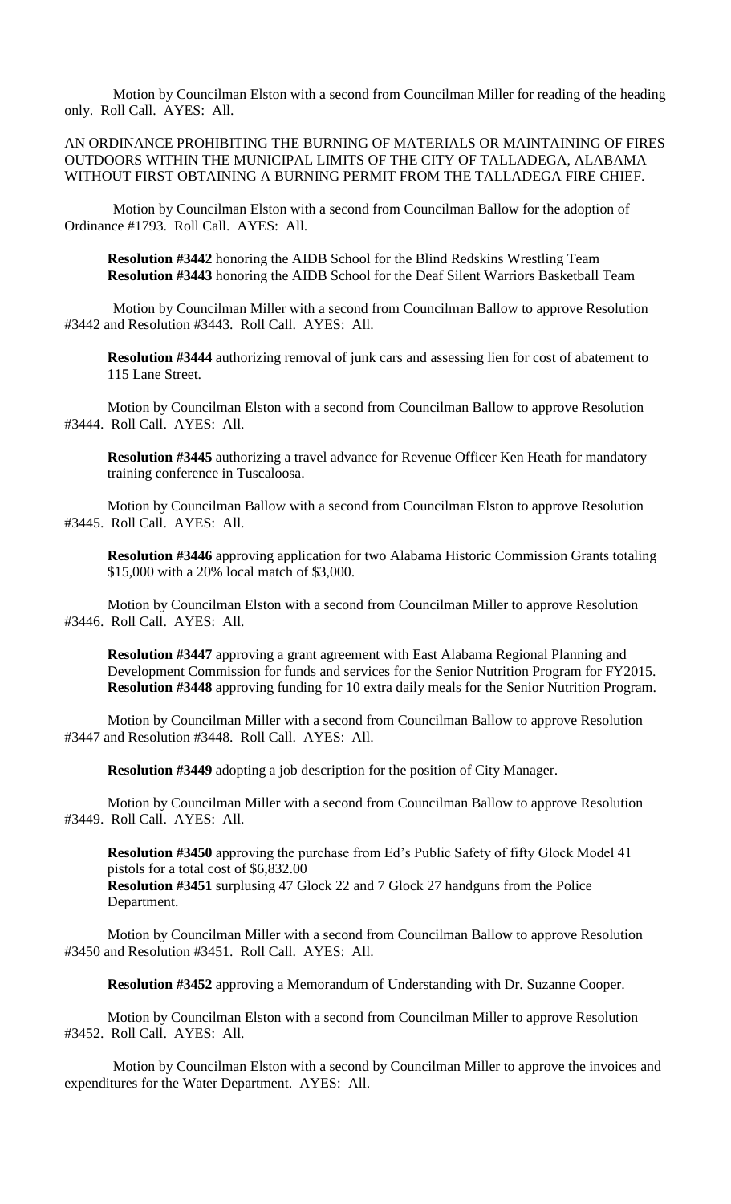Motion by Councilman Elston with a second from Councilman Miller for reading of the heading only. Roll Call. AYES: All.

AN ORDINANCE PROHIBITING THE BURNING OF MATERIALS OR MAINTAINING OF FIRES OUTDOORS WITHIN THE MUNICIPAL LIMITS OF THE CITY OF TALLADEGA, ALABAMA WITHOUT FIRST OBTAINING A BURNING PERMIT FROM THE TALLADEGA FIRE CHIEF.

Motion by Councilman Elston with a second from Councilman Ballow for the adoption of Ordinance #1793. Roll Call. AYES: All.

**Resolution #3442** honoring the AIDB School for the Blind Redskins Wrestling Team
**Resolution #3443** honoring the AIDB School for the Deaf Silent Warriors Basketball Team

Motion by Councilman Miller with a second from Councilman Ballow to approve Resolution #3442 and Resolution #3443. Roll Call. AYES: All.

**Resolution #3444** authorizing removal of junk cars and assessing lien for cost of abatement to 115 Lane Street.

Motion by Councilman Elston with a second from Councilman Ballow to approve Resolution #3444. Roll Call. AYES: All.

**Resolution #3445** authorizing a travel advance for Revenue Officer Ken Heath for mandatory training conference in Tuscaloosa.

Motion by Councilman Ballow with a second from Councilman Elston to approve Resolution #3445. Roll Call. AYES: All.

**Resolution #3446** approving application for two Alabama Historic Commission Grants totaling \$15,000 with a 20% local match of \$3,000.

Motion by Councilman Elston with a second from Councilman Miller to approve Resolution #3446. Roll Call. AYES: All.

**Resolution #3447** approving a grant agreement with East Alabama Regional Planning and Development Commission for funds and services for the Senior Nutrition Program for FY2015.
**Resolution #3448** approving funding for 10 extra daily meals for the Senior Nutrition Program.

Motion by Councilman Miller with a second from Councilman Ballow to approve Resolution #3447 and Resolution #3448. Roll Call. AYES: All.

**Resolution #3449** adopting a job description for the position of City Manager.

Motion by Councilman Miller with a second from Councilman Ballow to approve Resolution #3449. Roll Call. AYES: All.

**Resolution #3450** approving the purchase from Ed's Public Safety of fifty Glock Model 41 pistols for a total cost of \$6,832.00
**Resolution #3451** surplusing 47 Glock 22 and 7 Glock 27 handguns from the Police Department.

Motion by Councilman Miller with a second from Councilman Ballow to approve Resolution #3450 and Resolution #3451. Roll Call. AYES: All.

**Resolution #3452** approving a Memorandum of Understanding with Dr. Suzanne Cooper.

Motion by Councilman Elston with a second from Councilman Miller to approve Resolution #3452. Roll Call. AYES: All.

Motion by Councilman Elston with a second by Councilman Miller to approve the invoices and expenditures for the Water Department. AYES: All.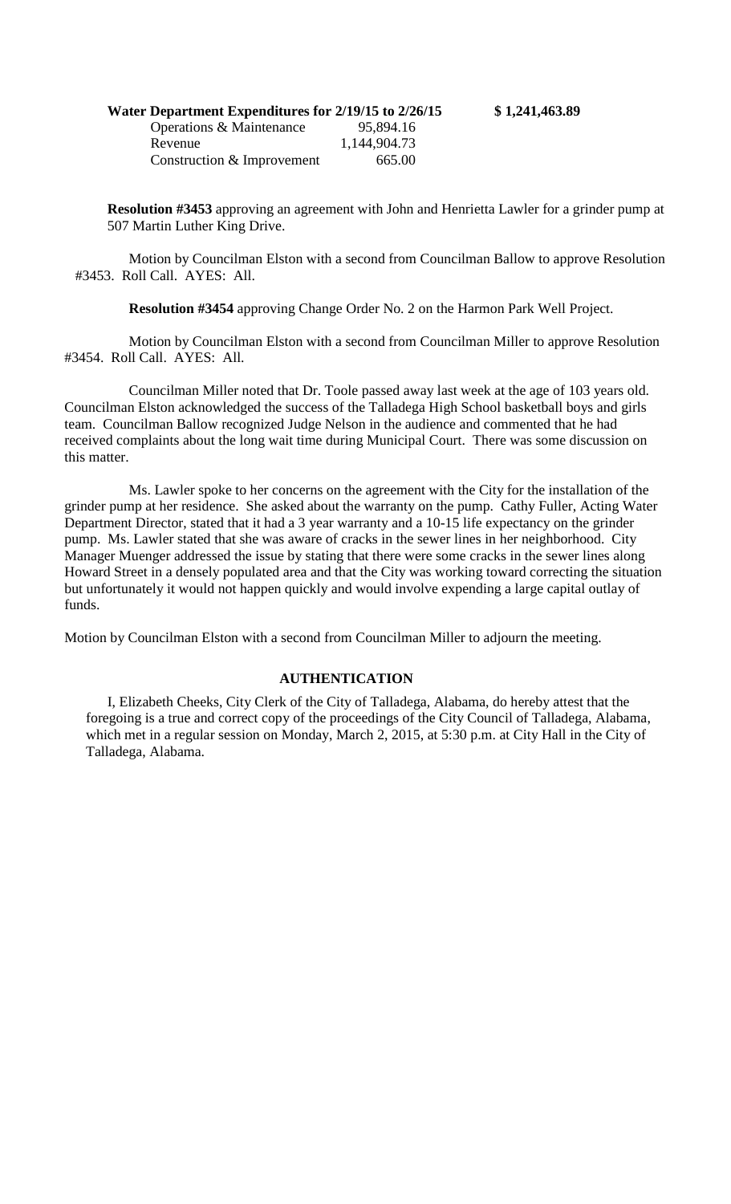**Water Department Expenditures for 2/19/15 to 2/26/15 $ 1,241,463.89**

| | |
|---|---|
| Operations & Maintenance | 95,894.16 |
| Revenue | 1,144,904.73 |
| Construction & Improvement | 665.00 |

**Resolution #3453** approving an agreement with John and Henrietta Lawler for a grinder pump at 507 Martin Luther King Drive.

Motion by Councilman Elston with a second from Councilman Ballow to approve Resolution #3453. Roll Call. AYES: All.

**Resolution #3454** approving Change Order No. 2 on the Harmon Park Well Project.

Motion by Councilman Elston with a second from Councilman Miller to approve Resolution #3454. Roll Call. AYES: All.

Councilman Miller noted that Dr. Toole passed away last week at the age of 103 years old. Councilman Elston acknowledged the success of the Talladega High School basketball boys and girls team. Councilman Ballow recognized Judge Nelson in the audience and commented that he had received complaints about the long wait time during Municipal Court. There was some discussion on this matter.

Ms. Lawler spoke to her concerns on the agreement with the City for the installation of the grinder pump at her residence. She asked about the warranty on the pump. Cathy Fuller, Acting Water Department Director, stated that it had a 3 year warranty and a 10-15 life expectancy on the grinder pump. Ms. Lawler stated that she was aware of cracks in the sewer lines in her neighborhood. City Manager Muenger addressed the issue by stating that there were some cracks in the sewer lines along Howard Street in a densely populated area and that the City was working toward correcting the situation but unfortunately it would not happen quickly and would involve expending a large capital outlay of funds.

Motion by Councilman Elston with a second from Councilman Miller to adjourn the meeting.

## AUTHENTICATION

I, Elizabeth Cheeks, City Clerk of the City of Talladega, Alabama, do hereby attest that the foregoing is a true and correct copy of the proceedings of the City Council of Talladega, Alabama, which met in a regular session on Monday, March 2, 2015, at 5:30 p.m. at City Hall in the City of Talladega, Alabama.